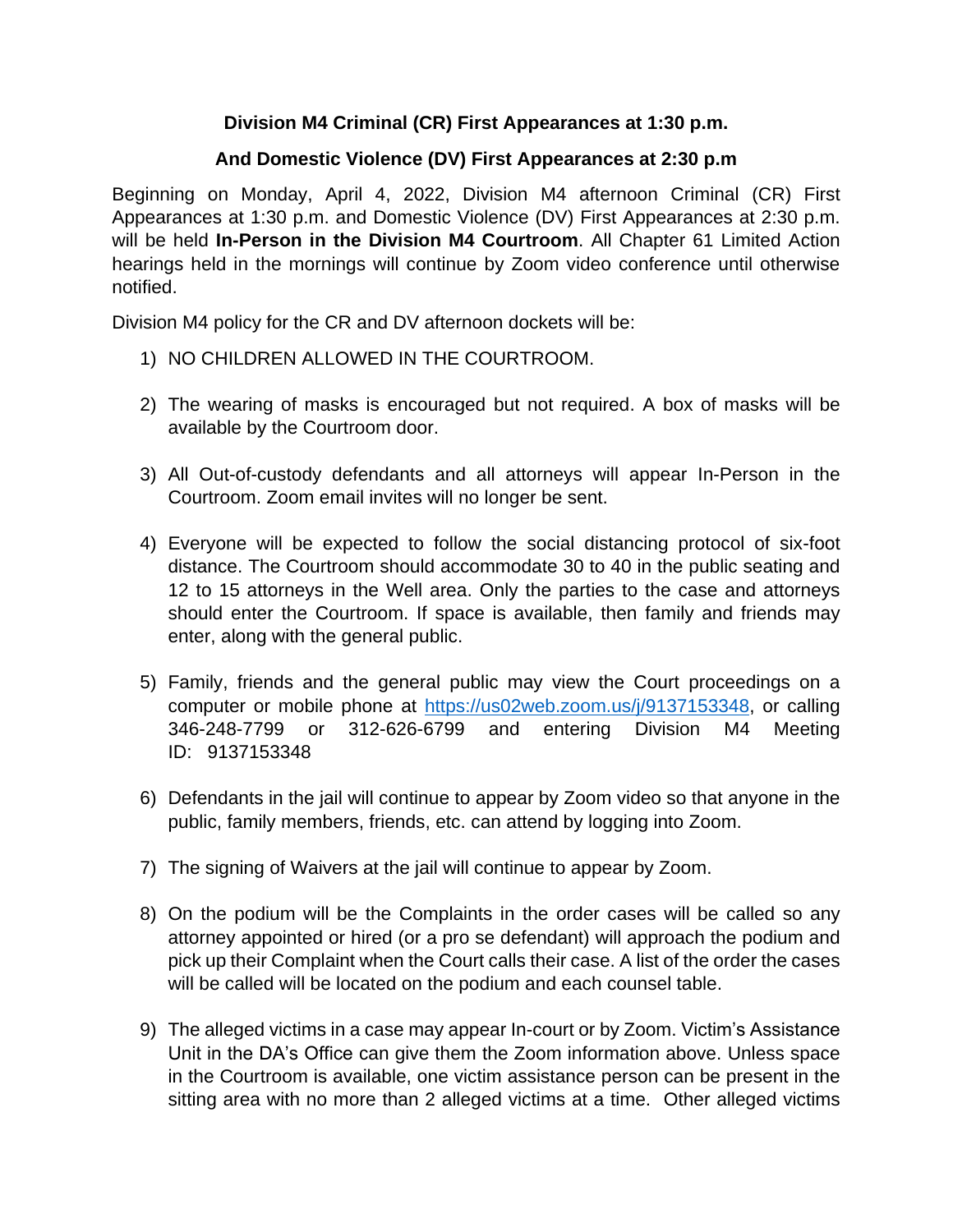**Division M4 Criminal (CR) First Appearances at 1:30 p.m.**

**And Domestic Violence (DV) First Appearances at 2:30 p.m**

Beginning on Monday, April 4, 2022, Division M4 afternoon Criminal (CR) First Appearances at 1:30 p.m. and Domestic Violence (DV) First Appearances at 2:30 p.m. will be held **In-Person in the Division M4 Courtroom**. All Chapter 61 Limited Action hearings held in the mornings will continue by Zoom video conference until otherwise notified.

Division M4 policy for the CR and DV afternoon dockets will be:

1) NO CHILDREN ALLOWED IN THE COURTROOM.

2) The wearing of masks is encouraged but not required. A box of masks will be available by the Courtroom door.

3) All Out-of-custody defendants and all attorneys will appear In-Person in the Courtroom. Zoom email invites will no longer be sent.

4) Everyone will be expected to follow the social distancing protocol of six-foot distance. The Courtroom should accommodate 30 to 40 in the public seating and 12 to 15 attorneys in the Well area. Only the parties to the case and attorneys should enter the Courtroom. If space is available, then family and friends may enter, along with the general public.

5) Family, friends and the general public may view the Court proceedings on a computer or mobile phone at https://us02web.zoom.us/j/9137153348, or calling 346-248-7799 or 312-626-6799 and entering Division M4 Meeting ID: 9137153348

6) Defendants in the jail will continue to appear by Zoom video so that anyone in the public, family members, friends, etc. can attend by logging into Zoom.

7) The signing of Waivers at the jail will continue to appear by Zoom.

8) On the podium will be the Complaints in the order cases will be called so any attorney appointed or hired (or a pro se defendant) will approach the podium and pick up their Complaint when the Court calls their case. A list of the order the cases will be called will be located on the podium and each counsel table.

9) The alleged victims in a case may appear In-court or by Zoom. Victim's Assistance Unit in the DA's Office can give them the Zoom information above. Unless space in the Courtroom is available, one victim assistance person can be present in the sitting area with no more than 2 alleged victims at a time. Other alleged victims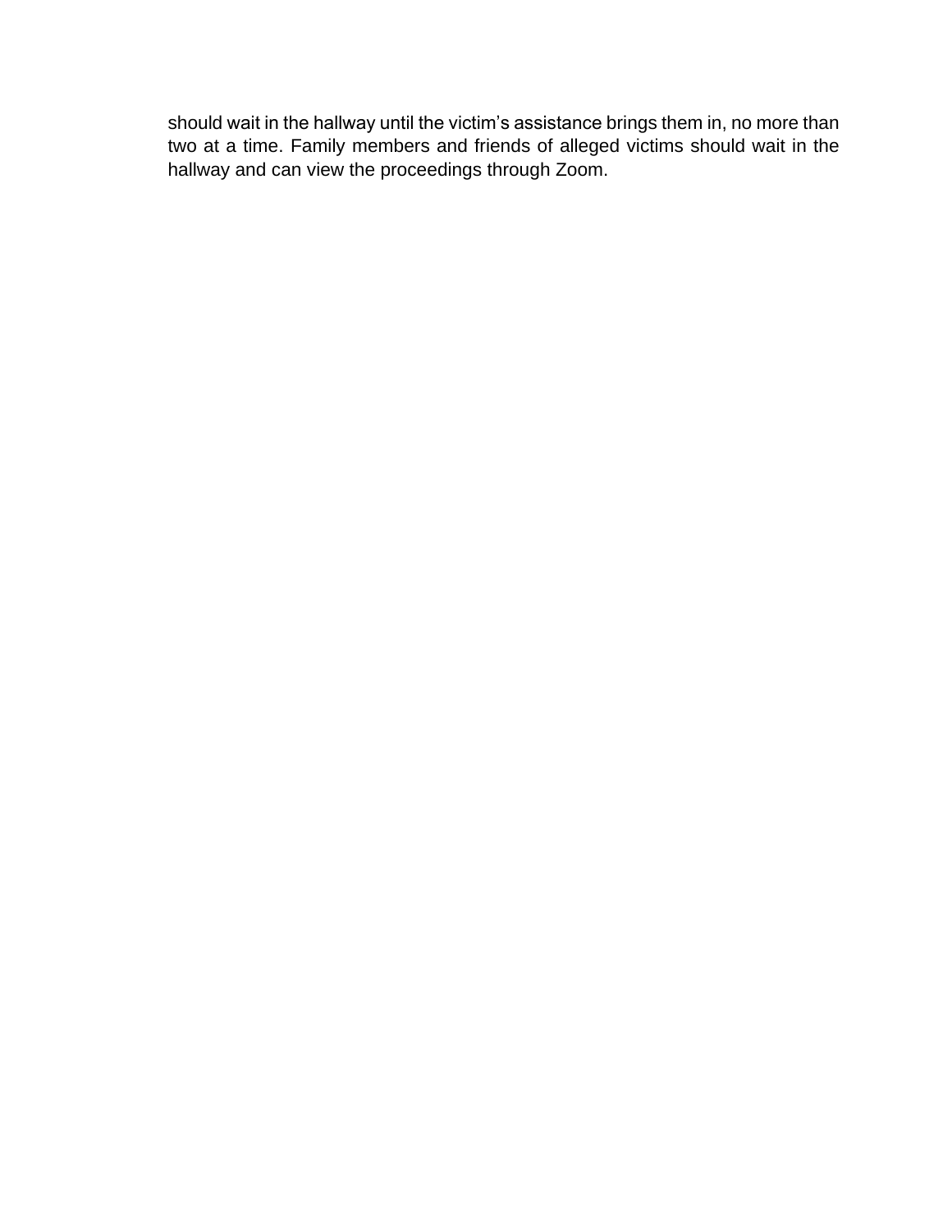should wait in the hallway until the victim's assistance brings them in, no more than two at a time. Family members and friends of alleged victims should wait in the hallway and can view the proceedings through Zoom.